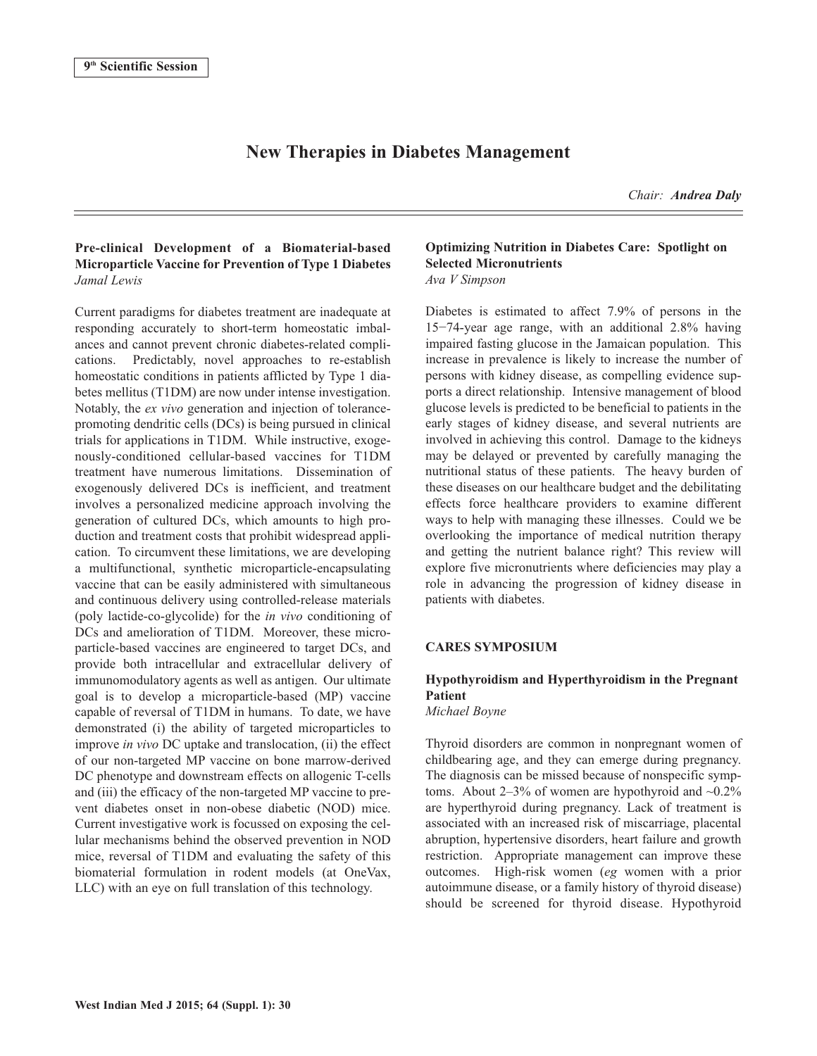9th Scientific Session

# New Therapies in Diabetes Management

*Chair:* ***Andrea Daly***

### Pre-clinical Development of a Biomaterial-based Microparticle Vaccine for Prevention of Type 1 Diabetes

*Jamal Lewis*

Current paradigms for diabetes treatment are inadequate at responding accurately to short-term homeostatic imbalances and cannot prevent chronic diabetes-related complications. Predictably, novel approaches to re-establish homeostatic conditions in patients afflicted by Type 1 diabetes mellitus (T1DM) are now under intense investigation. Notably, the *ex vivo* generation and injection of tolerance-promoting dendritic cells (DCs) is being pursued in clinical trials for applications in T1DM. While instructive, exogenously-conditioned cellular-based vaccines for T1DM treatment have numerous limitations. Dissemination of exogenously delivered DCs is inefficient, and treatment involves a personalized medicine approach involving the generation of cultured DCs, which amounts to high production and treatment costs that prohibit widespread application. To circumvent these limitations, we are developing a multifunctional, synthetic microparticle-encapsulating vaccine that can be easily administered with simultaneous and continuous delivery using controlled-release materials (poly lactide-co-glycolide) for the *in vivo* conditioning of DCs and amelioration of T1DM. Moreover, these microparticle-based vaccines are engineered to target DCs, and provide both intracellular and extracellular delivery of immunomodulatory agents as well as antigen. Our ultimate goal is to develop a microparticle-based (MP) vaccine capable of reversal of T1DM in humans. To date, we have demonstrated (i) the ability of targeted microparticles to improve *in vivo* DC uptake and translocation, (ii) the effect of our non-targeted MP vaccine on bone marrow-derived DC phenotype and downstream effects on allogenic T-cells and (iii) the efficacy of the non-targeted MP vaccine to prevent diabetes onset in non-obese diabetic (NOD) mice. Current investigative work is focussed on exposing the cellular mechanisms behind the observed prevention in NOD mice, reversal of T1DM and evaluating the safety of this biomaterial formulation in rodent models (at OneVax, LLC) with an eye on full translation of this technology.

### Optimizing Nutrition in Diabetes Care: Spotlight on Selected Micronutrients

*Ava V Simpson*

Diabetes is estimated to affect 7.9% of persons in the 15−74-year age range, with an additional 2.8% having impaired fasting glucose in the Jamaican population. This increase in prevalence is likely to increase the number of persons with kidney disease, as compelling evidence supports a direct relationship. Intensive management of blood glucose levels is predicted to be beneficial to patients in the early stages of kidney disease, and several nutrients are involved in achieving this control. Damage to the kidneys may be delayed or prevented by carefully managing the nutritional status of these patients. The heavy burden of these diseases on our healthcare budget and the debilitating effects force healthcare providers to examine different ways to help with managing these illnesses. Could we be overlooking the importance of medical nutrition therapy and getting the nutrient balance right? This review will explore five micronutrients where deficiencies may play a role in advancing the progression of kidney disease in patients with diabetes.

## CARES SYMPOSIUM

### Hypothyroidism and Hyperthyroidism in the Pregnant Patient

*Michael Boyne*

Thyroid disorders are common in nonpregnant women of childbearing age, and they can emerge during pregnancy. The diagnosis can be missed because of nonspecific symptoms. About 2–3% of women are hypothyroid and ~0.2% are hyperthyroid during pregnancy. Lack of treatment is associated with an increased risk of miscarriage, placental abruption, hypertensive disorders, heart failure and growth restriction. Appropriate management can improve these outcomes. High-risk women (*eg* women with a prior autoimmune disease, or a family history of thyroid disease) should be screened for thyroid disease. Hypothyroid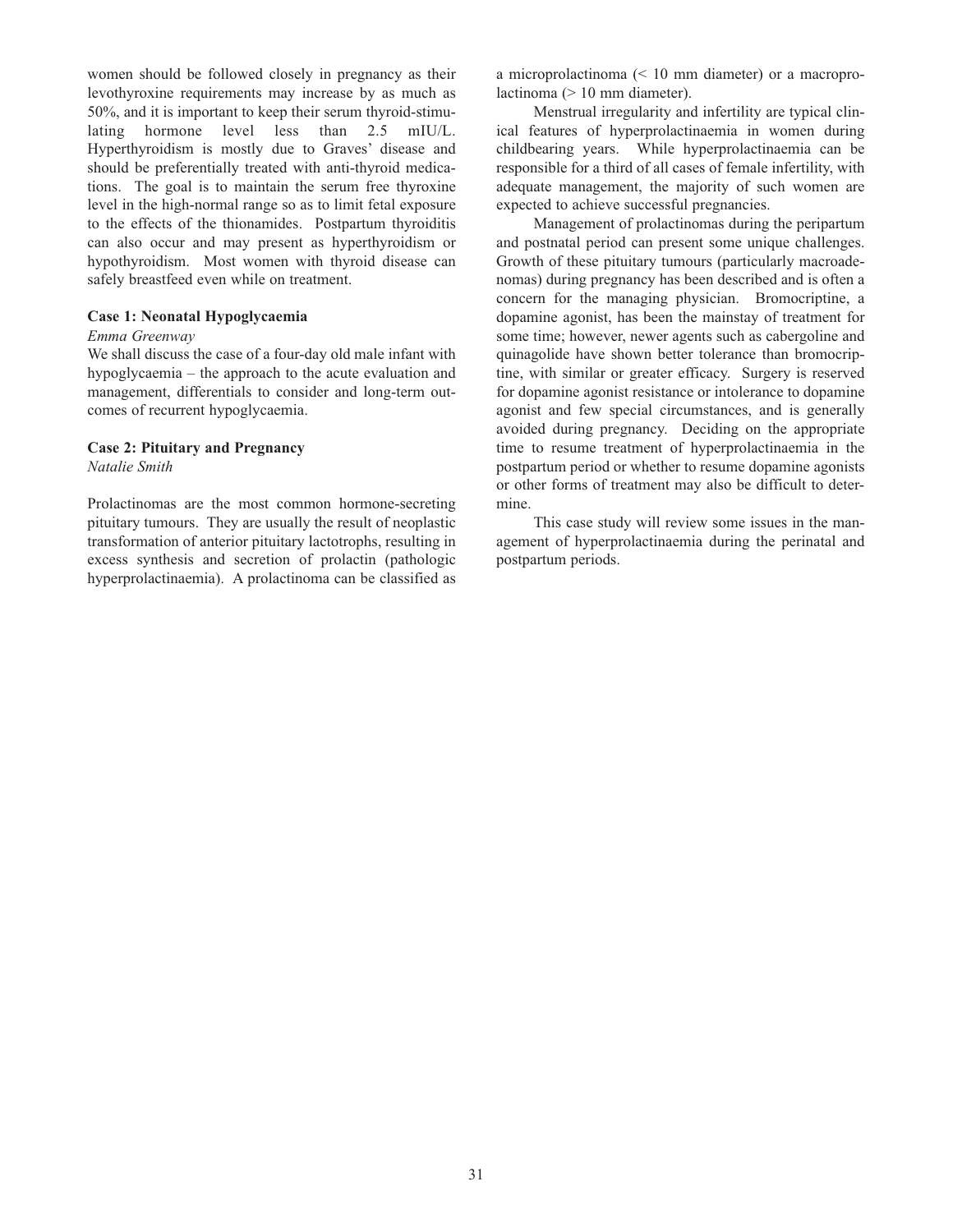women should be followed closely in pregnancy as their levothyroxine requirements may increase by as much as 50%, and it is important to keep their serum thyroid-stimulating hormone level less than 2.5 mIU/L. Hyperthyroidism is mostly due to Graves' disease and should be preferentially treated with anti-thyroid medications. The goal is to maintain the serum free thyroxine level in the high-normal range so as to limit fetal exposure to the effects of the thionamides. Postpartum thyroiditis can also occur and may present as hyperthyroidism or hypothyroidism. Most women with thyroid disease can safely breastfeed even while on treatment.

### Case 1: Neonatal Hypoglycaemia

*Emma Greenway*

We shall discuss the case of a four-day old male infant with hypoglycaemia – the approach to the acute evaluation and management, differentials to consider and long-term outcomes of recurrent hypoglycaemia.

### Case 2: Pituitary and Pregnancy

*Natalie Smith*

Prolactinomas are the most common hormone-secreting pituitary tumours. They are usually the result of neoplastic transformation of anterior pituitary lactotrophs, resulting in excess synthesis and secretion of prolactin (pathologic hyperprolactinaemia). A prolactinoma can be classified as a microprolactinoma (< 10 mm diameter) or a macroprolactinoma (> 10 mm diameter).

Menstrual irregularity and infertility are typical clinical features of hyperprolactinaemia in women during childbearing years. While hyperprolactinaemia can be responsible for a third of all cases of female infertility, with adequate management, the majority of such women are expected to achieve successful pregnancies.

Management of prolactinomas during the peripartum and postnatal period can present some unique challenges. Growth of these pituitary tumours (particularly macroadenomas) during pregnancy has been described and is often a concern for the managing physician. Bromocriptine, a dopamine agonist, has been the mainstay of treatment for some time; however, newer agents such as cabergoline and quinagolide have shown better tolerance than bromocriptine, with similar or greater efficacy. Surgery is reserved for dopamine agonist resistance or intolerance to dopamine agonist and few special circumstances, and is generally avoided during pregnancy. Deciding on the appropriate time to resume treatment of hyperprolactinaemia in the postpartum period or whether to resume dopamine agonists or other forms of treatment may also be difficult to determine.

This case study will review some issues in the management of hyperprolactinaemia during the perinatal and postpartum periods.